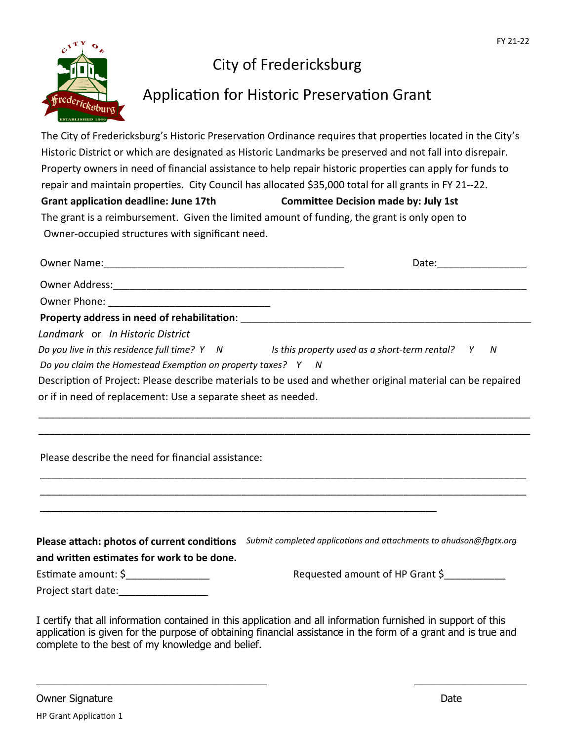FY 21-22

# City of Fredericksburg

## Application for Historic Preservation Grant

The City of Fredericksburg's Historic Preservation Ordinance requires that properties located in the City's Historic District or which are designated as Historic Landmarks be preserved and not fall into disrepair. Property owners in need of financial assistance to help repair historic properties can apply for funds to repair and maintain properties. City Council has allocated $35,000 total for all grants in FY 21--22.

**Grant application deadline: June 17th** **Committee Decision made by: July 1st**

The grant is a reimbursement. Given the limited amount of funding, the grant is only open to Owner-occupied structures with significant need.

Owner Name:____________________________________________ Date:________________

Owner Address:___________________________________________________________________________

Owner Phone: ______________________________

**Property address in need of rehabilitation**: ______________________________________________________

*Landmark* or *In Historic District*

*Do you live in this residence full time? Y N* *Is this property used as a short-term rental? Y N*

*Do you claim the Homestead Exemption on property taxes? Y N*

Description of Project: Please describe materials to be used and whether original material can be repaired or if in need of replacement: Use a separate sheet as needed.

___________________________________________________________________________________________

___________________________________________________________________________________________

Please describe the need for financial assistance:

___________________________________________________________________________________________

___________________________________________________________________________________________

_____________________________________________________________________________

**Please attach: photos of current conditions and written estimates for work to be done.**

*Submit completed applications and attachments to ahudson@fbgtx.org*

Estimate amount: $_______________ Requested amount of HP Grant $___________

Project start date:________________

I certify that all information contained in this application and all information furnished in support of this application is given for the purpose of obtaining financial assistance in the form of a grant and is true and complete to the best of my knowledge and belief.

_________________________________________ ____________________

Owner Signature Date

HP Grant Application 1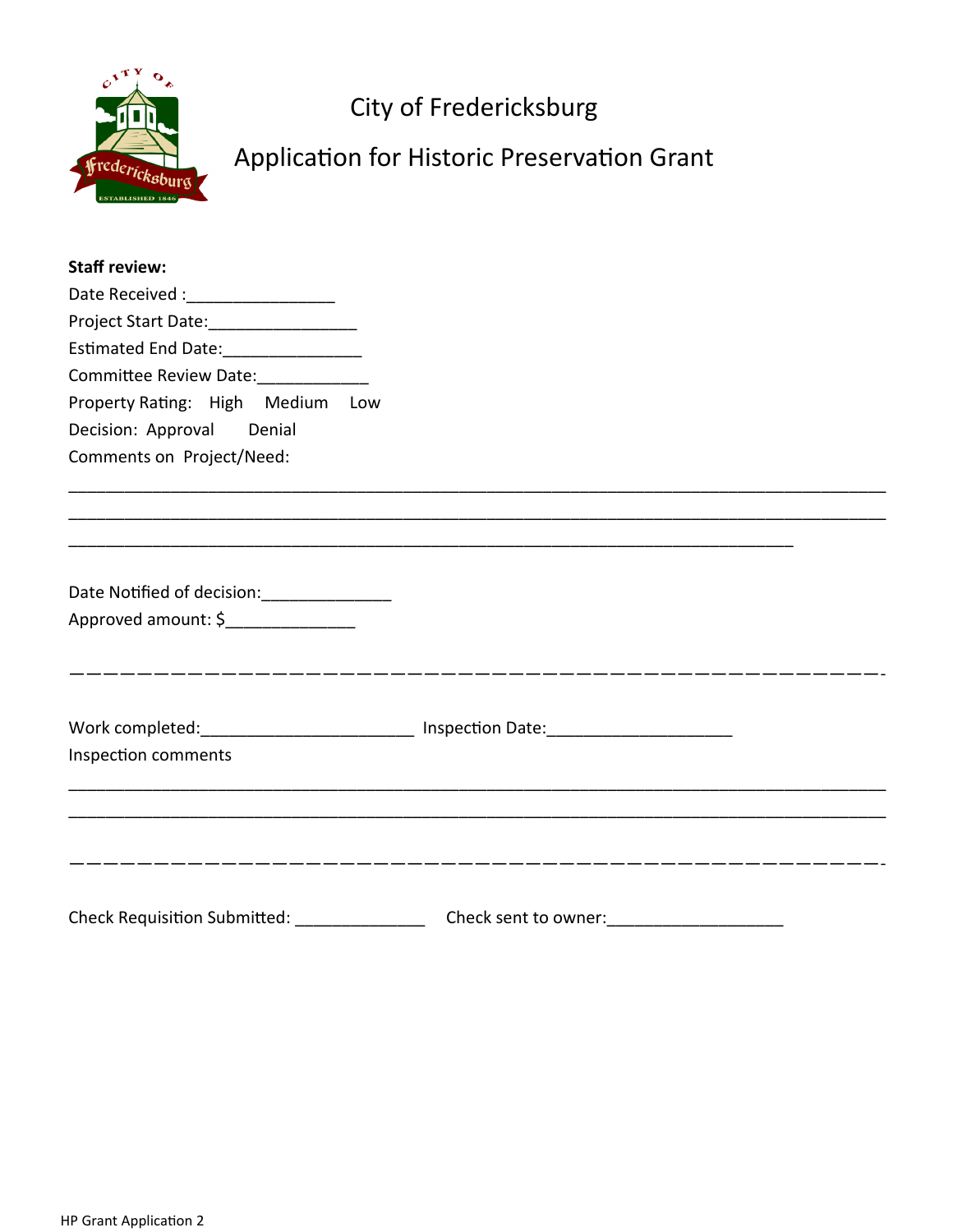City of Fredericksburg

Application for Historic Preservation Grant

**Staff review:**

Date Received :________________

Project Start Date:________________

Estimated End Date:_______________

Committee Review Date:____________

Property Rating: High Medium Low

Decision: Approval Denial

Comments on Project/Need:

_______________________________________________________________________________

_______________________________________________________________________________

______________________________________________________________________

Date Notified of decision:______________

Approved amount: $______________

---

Work completed:_______________________ Inspection Date:____________________

Inspection comments

_______________________________________________________________________________

_______________________________________________________________________________

---

Check Requisition Submitted: ______________ Check sent to owner:___________________